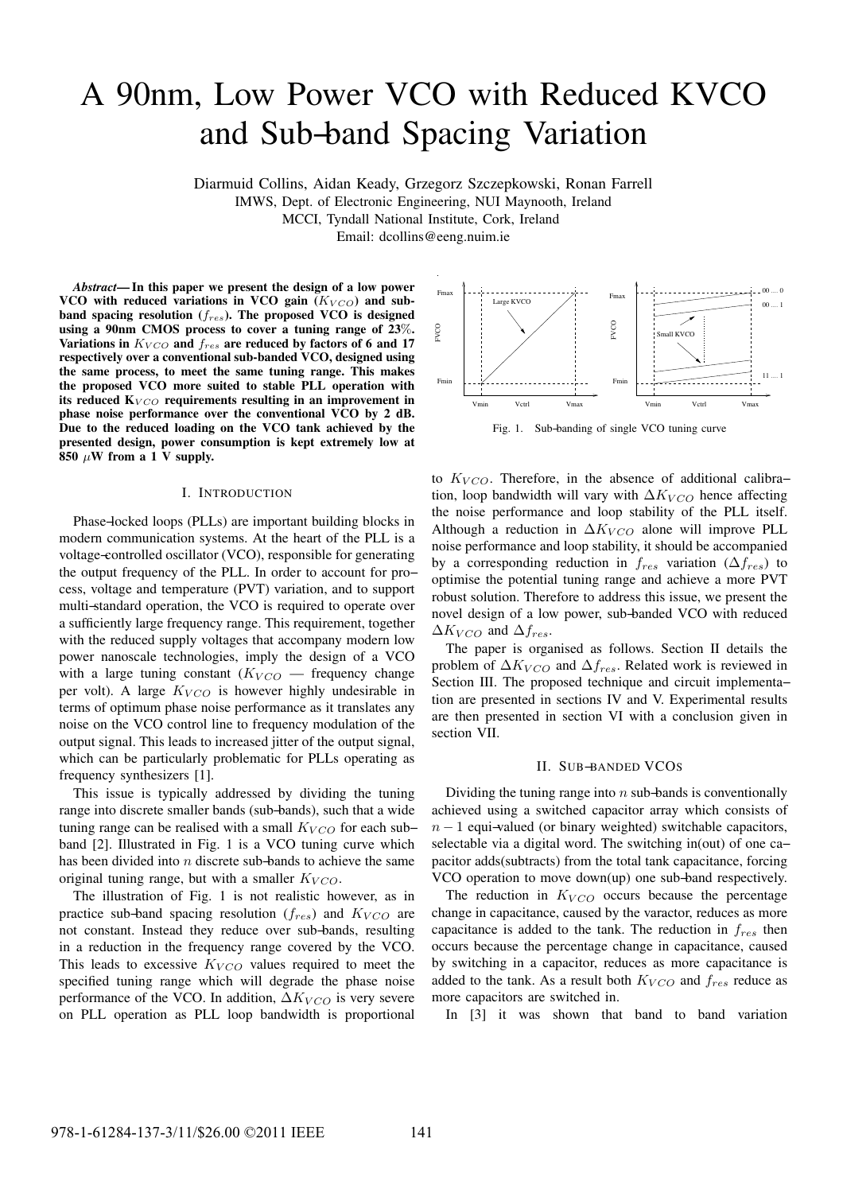# A 90nm, Low Power VCO with Reduced KVCO and Sub–band Spacing Variation

Diarmuid Collins, Aidan Keady, Grzegorz Szczepkowski, Ronan Farrell
IMWS, Dept. of Electronic Engineering, NUI Maynooth, Ireland
MCCI, Tyndall National Institute, Cork, Ireland
Email: dcollins@eeng.nuim.ie

***Abstract*— In this paper we present the design of a low power VCO with reduced variations in VCO gain ($K_{VCO}$) and sub-band spacing resolution ($f_{res}$). The proposed VCO is designed using a 90nm CMOS process to cover a tuning range of 23%. Variations in $K_{VCO}$ and $f_{res}$ are reduced by factors of 6 and 17 respectively over a conventional sub-banded VCO, designed using the same process, to meet the same tuning range. This makes the proposed VCO more suited to stable PLL operation with its reduced K$_{VCO}$ requirements resulting in an improvement in phase noise performance over the conventional VCO by 2 dB. Due to the reduced loading on the VCO tank achieved by the presented design, power consumption is kept extremely low at 850 $\mu$W from a 1 V supply.**

## I. Introduction

Phase–locked loops (PLLs) are important building blocks in modern communication systems. At the heart of the PLL is a voltage–controlled oscillator (VCO), responsible for generating the output frequency of the PLL. In order to account for process, voltage and temperature (PVT) variation, and to support multi–standard operation, the VCO is required to operate over a sufficiently large frequency range. This requirement, together with the reduced supply voltages that accompany modern low power nanoscale technologies, imply the design of a VCO with a large tuning constant ($K_{VCO}$ — frequency change per volt). A large $K_{VCO}$ is however highly undesirable in terms of optimum phase noise performance as it translates any noise on the VCO control line to frequency modulation of the output signal. This leads to increased jitter of the output signal, which can be particularly problematic for PLLs operating as frequency synthesizers [1].

This issue is typically addressed by dividing the tuning range into discrete smaller bands (sub–bands), such that a wide tuning range can be realised with a small $K_{VCO}$ for each sub–band [2]. Illustrated in Fig. 1 is a VCO tuning curve which has been divided into $n$ discrete sub–bands to achieve the same original tuning range, but with a smaller $K_{VCO}$.

The illustration of Fig. 1 is not realistic however, as in practice sub–band spacing resolution ($f_{res}$) and $K_{VCO}$ are not constant. Instead they reduce over sub–bands, resulting in a reduction in the frequency range covered by the VCO. This leads to excessive $K_{VCO}$ values required to meet the specified tuning range which will degrade the phase noise performance of the VCO. In addition, $\Delta K_{VCO}$ is very severe on PLL operation as PLL loop bandwidth is proportional to $K_{VCO}$. Therefore, in the absence of additional calibration, loop bandwidth will vary with $\Delta K_{VCO}$ hence affecting the noise performance and loop stability of the PLL itself. Although a reduction in $\Delta K_{VCO}$ alone will improve PLL noise performance and loop stability, it should be accompanied by a corresponding reduction in $f_{res}$ variation ($\Delta f_{res}$) to optimise the potential tuning range and achieve a more PVT robust solution. Therefore to address this issue, we present the novel design of a low power, sub–banded VCO with reduced $\Delta K_{VCO}$ and $\Delta f_{res}$.

Fig. 1. Sub–banding of single VCO tuning curve

The paper is organised as follows. Section II details the problem of $\Delta K_{VCO}$ and $\Delta f_{res}$. Related work is reviewed in Section III. The proposed technique and circuit implementation are presented in sections IV and V. Experimental results are then presented in section VI with a conclusion given in section VII.

## II. Sub–banded VCOs

Dividing the tuning range into $n$ sub–bands is conventionally achieved using a switched capacitor array which consists of $n-1$ equi–valued (or binary weighted) switchable capacitors, selectable via a digital word. The switching in(out) of one capacitor adds(subtracts) from the total tank capacitance, forcing VCO operation to move down(up) one sub–band respectively.

The reduction in $K_{VCO}$ occurs because the percentage change in capacitance, caused by the varactor, reduces as more capacitance is added to the tank. The reduction in $f_{res}$ then occurs because the percentage change in capacitance, caused by switching in a capacitor, reduces as more capacitance is added to the tank. As a result both $K_{VCO}$ and $f_{res}$ reduce as more capacitors are switched in.

In [3] it was shown that band to band variation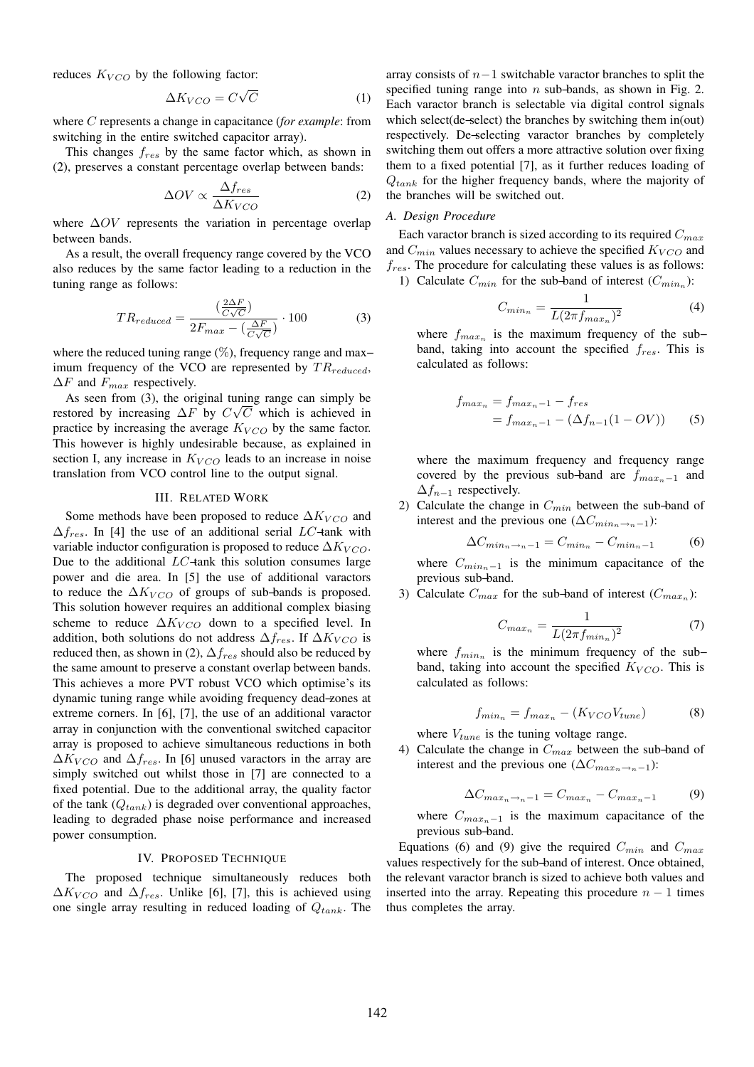reduces $K_{VCO}$ by the following factor:

$$\Delta K_{VCO} = C\sqrt{C} \tag{1}$$

where $C$ represents a change in capacitance (*for example*: from switching in the entire switched capacitor array).

This changes $f_{res}$ by the same factor which, as shown in (2), preserves a constant percentage overlap between bands:

$$\Delta OV \propto \frac{\Delta f_{res}}{\Delta K_{VCO}} \tag{2}$$

where $\Delta OV$ represents the variation in percentage overlap between bands.

As a result, the overall frequency range covered by the VCO also reduces by the same factor leading to a reduction in the tuning range as follows:

$$TR_{reduced} = \frac{(\frac{2\Delta F}{C\sqrt{C}})}{2F_{max} - (\frac{\Delta F}{C\sqrt{C}})} \cdot 100 \tag{3}$$

where the reduced tuning range (%), frequency range and maximum frequency of the VCO are represented by $TR_{reduced}$, $\Delta F$ and $F_{max}$ respectively.

As seen from (3), the original tuning range can simply be restored by increasing $\Delta F$ by $C\sqrt{C}$ which is achieved in practice by increasing the average $K_{VCO}$ by the same factor. This however is highly undesirable because, as explained in section I, any increase in $K_{VCO}$ leads to an increase in noise translation from VCO control line to the output signal.

## III. Related Work

Some methods have been proposed to reduce $\Delta K_{VCO}$ and $\Delta f_{res}$. In [4] the use of an additional serial $LC$-tank with variable inductor configuration is proposed to reduce $\Delta K_{VCO}$. Due to the additional $LC$-tank this solution consumes large power and die area. In [5] the use of additional varactors to reduce the $\Delta K_{VCO}$ of groups of sub-bands is proposed. This solution however requires an additional complex biasing scheme to reduce $\Delta K_{VCO}$ down to a specified level. In addition, both solutions do not address $\Delta f_{res}$. If $\Delta K_{VCO}$ is reduced then, as shown in (2), $\Delta f_{res}$ should also be reduced by the same amount to preserve a constant overlap between bands. This achieves a more PVT robust VCO which optimise's its dynamic tuning range while avoiding frequency dead-zones at extreme corners. In [6], [7], the use of an additional varactor array in conjunction with the conventional switched capacitor array is proposed to achieve simultaneous reductions in both $\Delta K_{VCO}$ and $\Delta f_{res}$. In [6] unused varactors in the array are simply switched out whilst those in [7] are connected to a fixed potential. Due to the additional array, the quality factor of the tank ($Q_{tank}$) is degraded over conventional approaches, leading to degraded phase noise performance and increased power consumption.

## IV. Proposed Technique

The proposed technique simultaneously reduces both $\Delta K_{VCO}$ and $\Delta f_{res}$. Unlike [6], [7], this is achieved using one single array resulting in reduced loading of $Q_{tank}$. The array consists of $n-1$ switchable varactor branches to split the specified tuning range into $n$ sub-bands, as shown in Fig. 2. Each varactor branch is selectable via digital control signals which select(de-select) the branches by switching them in(out) respectively. De-selecting varactor branches by completely switching them out offers a more attractive solution over fixing them to a fixed potential [7], as it further reduces loading of $Q_{tank}$ for the higher frequency bands, where the majority of the branches will be switched out.

### A. Design Procedure

Each varactor branch is sized according to its required $C_{max}$ and $C_{min}$ values necessary to achieve the specified $K_{VCO}$ and $f_{res}$. The procedure for calculating these values is as follows:

1) Calculate $C_{min}$ for the sub-band of interest ($C_{min_n}$):

$$C_{min_n} = \frac{1}{L(2\pi f_{max_n})^2} \tag{4}$$

where $f_{max_n}$ is the maximum frequency of the sub-band, taking into account the specified $f_{res}$. This is calculated as follows:

$$\begin{aligned} f_{max_n} &= f_{max_n-1} - f_{res} \\ &= f_{max_n-1} - (\Delta f_{n-1}(1 - OV)) \end{aligned} \tag{5}$$

where the maximum frequency and frequency range covered by the previous sub-band are $f_{max_n-1}$ and $\Delta f_{n-1}$ respectively.

2) Calculate the change in $C_{min}$ between the sub-band of interest and the previous one ($\Delta C_{min_n \to_n -1}$):

$$\Delta C_{min_n \to_n -1} = C_{min_n} - C_{min_n-1} \tag{6}$$

where $C_{min_n-1}$ is the minimum capacitance of the previous sub-band.

3) Calculate $C_{max}$ for the sub-band of interest ($C_{max_n}$):

$$C_{max_n} = \frac{1}{L(2\pi f_{min_n})^2} \tag{7}$$

where $f_{min_n}$ is the minimum frequency of the sub-band, taking into account the specified $K_{VCO}$. This is calculated as follows:

$$f_{min_n} = f_{max_n} - (K_{VCO}V_{tune}) \tag{8}$$

where $V_{tune}$ is the tuning voltage range.

4) Calculate the change in $C_{max}$ between the sub-band of interest and the previous one ($\Delta C_{max_n \to_n -1}$):

$$\Delta C_{max_n \to_n -1} = C_{max_n} - C_{max_n-1} \tag{9}$$

where $C_{max_n-1}$ is the maximum capacitance of the previous sub-band.

Equations (6) and (9) give the required $C_{min}$ and $C_{max}$ values respectively for the sub-band of interest. Once obtained, the relevant varactor branch is sized to achieve both values and inserted into the array. Repeating this procedure $n-1$ times thus completes the array.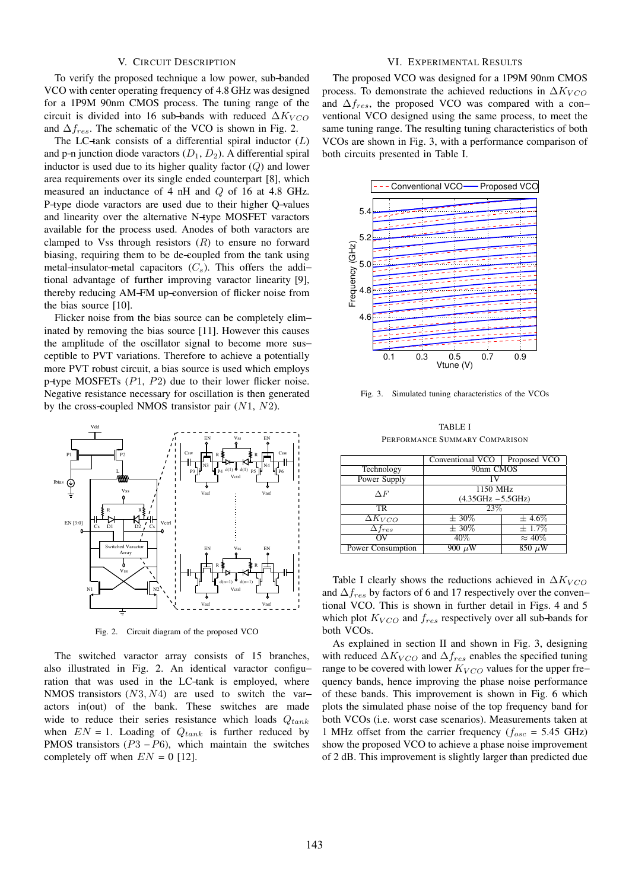## V. Circuit Description

To verify the proposed technique a low power, sub–banded VCO with center operating frequency of 4.8 GHz was designed for a 1P9M 90nm CMOS process. The tuning range of the circuit is divided into 16 sub–bands with reduced $\Delta K_{VCO}$ and $\Delta f_{res}$. The schematic of the VCO is shown in Fig. 2.

The LC–tank consists of a differential spiral inductor ($L$) and p–n junction diode varactors ($D_1$, $D_2$). A differential spiral inductor is used due to its higher quality factor ($Q$) and lower area requirements over its single ended counterpart [8], which measured an inductance of 4 nH and $Q$ of 16 at 4.8 GHz. P–type diode varactors are used due to their higher Q–values and linearity over the alternative N–type MOSFET varactors available for the process used. Anodes of both varactors are clamped to Vss through resistors ($R$) to ensure no forward biasing, requiring them to be de–coupled from the tank using metal–insulator–metal capacitors ($C_s$). This offers the additional advantage of further improving varactor linearity [9], thereby reducing AM–FM up–conversion of flicker noise from the bias source [10].

Flicker noise from the bias source can be completely eliminated by removing the bias source [11]. However this causes the amplitude of the oscillator signal to become more susceptible to PVT variations. Therefore to achieve a potentially more PVT robust circuit, a bias source is used which employs p–type MOSFETs ($P1$, $P2$) due to their lower flicker noise. Negative resistance necessary for oscillation is then generated by the cross–coupled NMOS transistor pair ($N1$, $N2$).

Fig. 2. Circuit diagram of the proposed VCO

The switched varactor array consists of 15 branches, also illustrated in Fig. 2. An identical varactor configuration that was used in the LC–tank is employed, where NMOS transistors ($N3, N4$) are used to switch the varactors in(out) of the bank. These switches are made wide to reduce their series resistance which loads $Q_{tank}$ when $EN$ = 1. Loading of $Q_{tank}$ is further reduced by PMOS transistors ($P3 - P6$), which maintain the switches completely off when $EN$ = 0 [12].

## VI. Experimental Results

The proposed VCO was designed for a 1P9M 90nm CMOS process. To demonstrate the achieved reductions in $\Delta K_{VCO}$ and $\Delta f_{res}$, the proposed VCO was compared with a conventional VCO designed using the same process, to meet the same tuning range. The resulting tuning characteristics of both VCOs are shown in Fig. 3, with a performance comparison of both circuits presented in Table I.

Fig. 3. Simulated tuning characteristics of the VCOs

TABLE I
Performance Summary Comparison

| | Conventional VCO | Proposed VCO |
|---|---|---|
| Technology | 90nm CMOS | |
| Power Supply | 1V | |
| $\Delta F$ | 1150 MHz (4.35GHz – 5.5GHz) | |
| TR | 23% | |
| $\Delta K_{VCO}$ | ± 30% | ± 4.6% |
| $\Delta f_{res}$ | ± 30% | ± 1.7% |
| OV | 40% | ≈ 40% |
| Power Consumption | 900 $\mu$W | 850 $\mu$W |

Table I clearly shows the reductions achieved in $\Delta K_{VCO}$ and $\Delta f_{res}$ by factors of 6 and 17 respectively over the conventional VCO. This is shown in further detail in Figs. 4 and 5 which plot $K_{VCO}$ and $f_{res}$ respectively over all sub–bands for both VCOs.

As explained in section II and shown in Fig. 3, designing with reduced $\Delta K_{VCO}$ and $\Delta f_{res}$ enables the specified tuning range to be covered with lower $K_{VCO}$ values for the upper frequency bands, hence improving the phase noise performance of these bands. This improvement is shown in Fig. 6 which plots the simulated phase noise of the top frequency band for both VCOs (i.e. worst case scenarios). Measurements taken at 1 MHz offset from the carrier frequency ($f_{osc}$ = 5.45 GHz) show the proposed VCO to achieve a phase noise improvement of 2 dB. This improvement is slightly larger than predicted due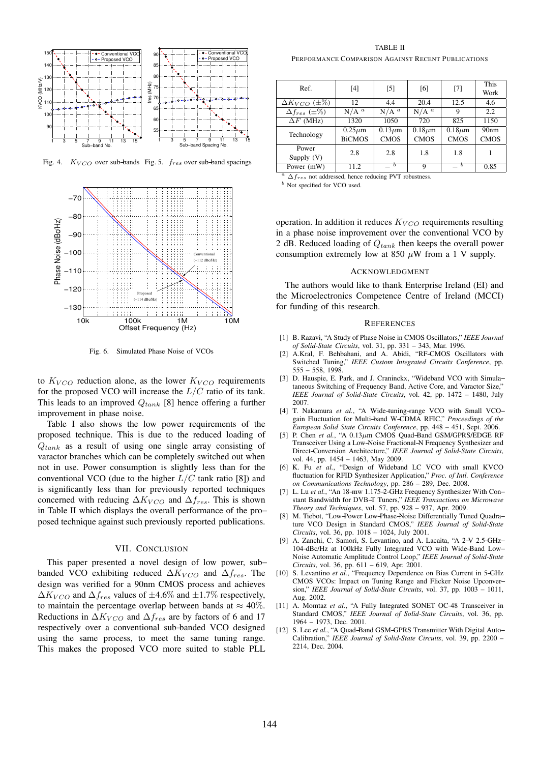Fig. 4. $K_{VCO}$ over sub–bands

Fig. 5. $f_{res}$ over sub–band spacings

Fig. 6. Simulated Phase Noise of VCOs

to $K_{VCO}$ reduction alone, as the lower $K_{VCO}$ requirements for the proposed VCO will increase the $L/C$ ratio of its tank. This leads to an improved $Q_{tank}$ [8] hence offering a further improvement in phase noise.

Table I also shows the low power requirements of the proposed technique. This is due to the reduced loading of $Q_{tank}$ as a result of using one single array consisting of varactor branches which can be completely switched out when not in use. Power consumption is slightly less than for the conventional VCO (due to the higher $L/C$ tank ratio [8]) and is significantly less than for previously reported techniques concerned with reducing $\Delta K_{VCO}$ and $\Delta f_{res}$. This is shown in Table II which displays the overall performance of the proposed technique against such previously reported publications.

## VII. Conclusion

This paper presented a novel design of low power, sub–banded VCO exhibiting reduced $\Delta K_{VCO}$ and $\Delta f_{res}$. The design was verified for a 90nm CMOS process and achieves $\Delta K_{VCO}$ and $\Delta f_{res}$ values of $\pm 4.6\%$ and $\pm 1.7\%$ respectively, to maintain the percentage overlap between bands at $\approx 40\%$. Reductions in $\Delta K_{VCO}$ and $\Delta f_{res}$ are by factors of 6 and 17 respectively over a conventional sub–banded VCO designed using the same process, to meet the same tuning range. This makes the proposed VCO more suited to stable PLL operation. In addition it reduces $K_{VCO}$ requirements resulting in a phase noise improvement over the conventional VCO by 2 dB. Reduced loading of $Q_{tank}$ then keeps the overall power consumption extremely low at 850 $\mu$W from a 1 V supply.

TABLE II

Performance Comparison Against Recent Publications

| Ref. | [4] | [5] | [6] | [7] | This Work |
|---|---|---|---|---|---|
| $\Delta K_{VCO}$ ($\pm\%$) | 12 | 4.4 | 20.4 | 12.5 | 4.6 |
| $\Delta f_{res}$ ($\pm\%$) | N/A [a] | N/A [a] | N/A [a] | 9 | 2.2 |
| $\Delta F$ (MHz) | 1320 | 1050 | 720 | 825 | 1150 |
| Technology | 0.25$\mu$m BiCMOS | 0.13$\mu$m CMOS | 0.18$\mu$m CMOS | 0.18$\mu$m CMOS | 90nm CMOS |
| Power Supply (V) | 2.8 | 2.8 | 1.8 | 1.8 | 1 |
| Power (mW) | 11.2 | – [b] | 9 | – [b] | 0.85 |

[a] $\Delta f_{res}$ not addressed, hence reducing PVT robustness.

[b] Not specified for VCO used.

## Acknowledgment

The authors would like to thank Enterprise Ireland (EI) and the Microelectronics Competence Centre of Ireland (MCCI) for funding of this research.

## References

[1] B. Razavi, "A Study of Phase Noise in CMOS Oscillators," *IEEE Journal of Solid-State Circuits*, vol. 31, pp. 331 – 343, Mar. 1996.

[2] A.Kral, F. Behbahani, and A. Abidi, "RF–CMOS Oscillators with Switched Tuning," *IEEE Custom Integrated Circuits Conference*, pp. 555 – 558, 1998.

[3] D. Hauspie, E. Park, and J. Craninckx, "Wideband VCO with Simultaneous Switching of Frequency Band, Active Core, and Varactor Size," *IEEE Journal of Solid-State Circuits*, vol. 42, pp. 1472 – 1480, July 2007.

[4] T. Nakamura *et al.*, "A Wide–tuning–range VCO with Small VCO–gain Fluctuation for Multi–band W–CDMA RFIC," *Proceedings of the European Solid State Circuits Conference*, pp. 448 – 451, Sept. 2006.

[5] P. Chen *et al.*, "A 0.13$\mu$m CMOS Quad–Band GSM/GPRS/EDGE RF Transceiver Using a Low–Noise Fractional–N Frequency Synthesizer and Direct–Conversion Architecture," *IEEE Journal of Solid-State Circuits*, vol. 44, pp. 1454 – 1463, May 2009.

[6] K. Fu *et al.*, "Design of Wideband LC VCO with small KVCO fluctuation for RFID Synthesizer Application," *Proc. of Intl. Conference on Communications Technology*, pp. 286 – 289, Dec. 2008.

[7] L. Lu *et al.*, "An 18–mw 1.175–2–GHz Frequency Synthesizer With Constant Bandwidth for DVB–T Tuners," *IEEE Transactions on Microwave Theory and Techniques*, vol. 57, pp. 928 – 937, Apr. 2009.

[8] M. Tiebot, "Low–Power Low–Phase–Noise Differentially Tuned Quadrature VCO Design in Standard CMOS," *IEEE Journal of Solid-State Circuits*, vol. 36, pp. 1018 – 1024, July 2001.

[9] A. Zanchi, C. Samori, S. Levantino, and A. Lacaita, "A 2–V 2.5-GHz–104-dBc/Hz at 100kHz Fully Integrated VCO with Wide-Band Low–Noise Automatic Amplitude Control Loop," *IEEE Journal of Solid-State Circuits*, vol. 36, pp. 611 – 619, Apr. 2001.

[10] S. Levantino *et al.*, "Frequency Dependence on Bias Current in 5-GHz CMOS VCOs: Impact on Tuning Range and Flicker Noise Upconversion," *IEEE Journal of Solid-State Circuits*, vol. 37, pp. 1003 – 1011, Aug. 2002.

[11] A. Momtaz *et al.*, "A Fully Integrated SONET OC-48 Transceiver in Standard CMOS," *IEEE Journal of Solid-State Circuits*, vol. 36, pp. 1964 – 1973, Dec. 2001.

[12] S. Lee *et al.*, "A Quad–Band GSM-GPRS Transmitter With Digital Auto–Calibration," *IEEE Journal of Solid-State Circuits*, vol. 39, pp. 2200 – 2214, Dec. 2004.